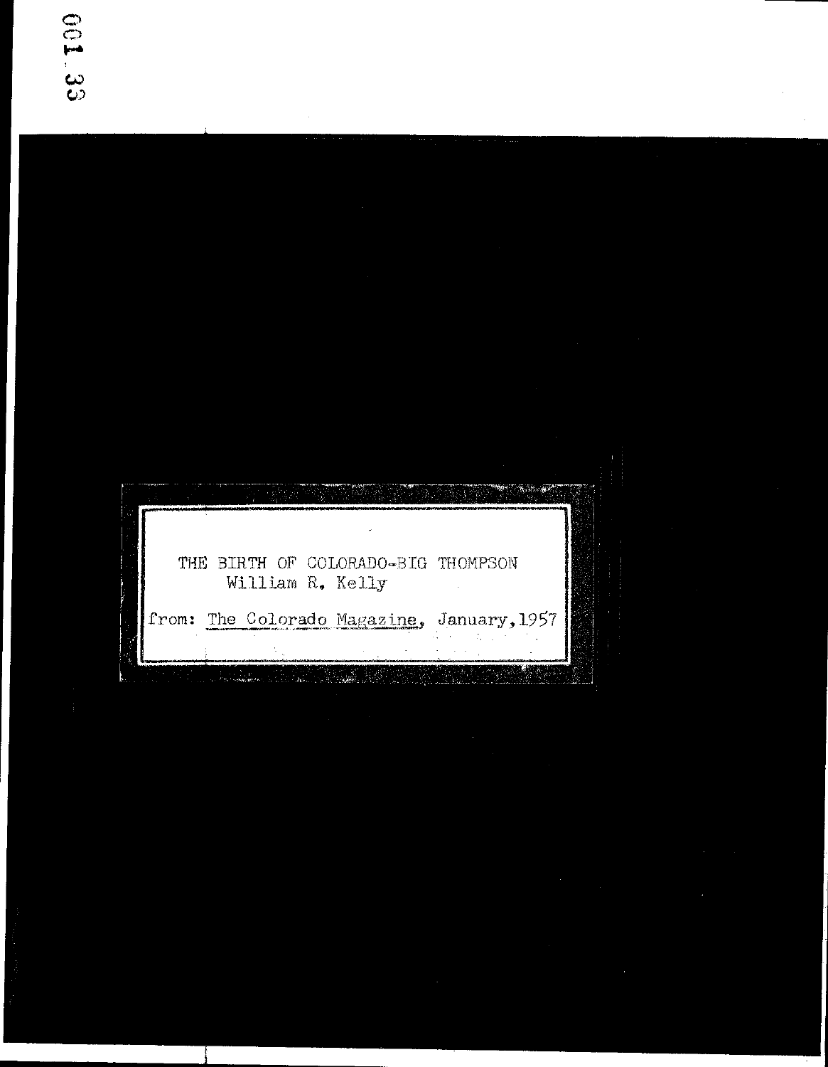001.33

THE BIRTH OF COLORADO-BIG THOMPSON
William R. Kelly

from: The Colorado Magazine, January, 1957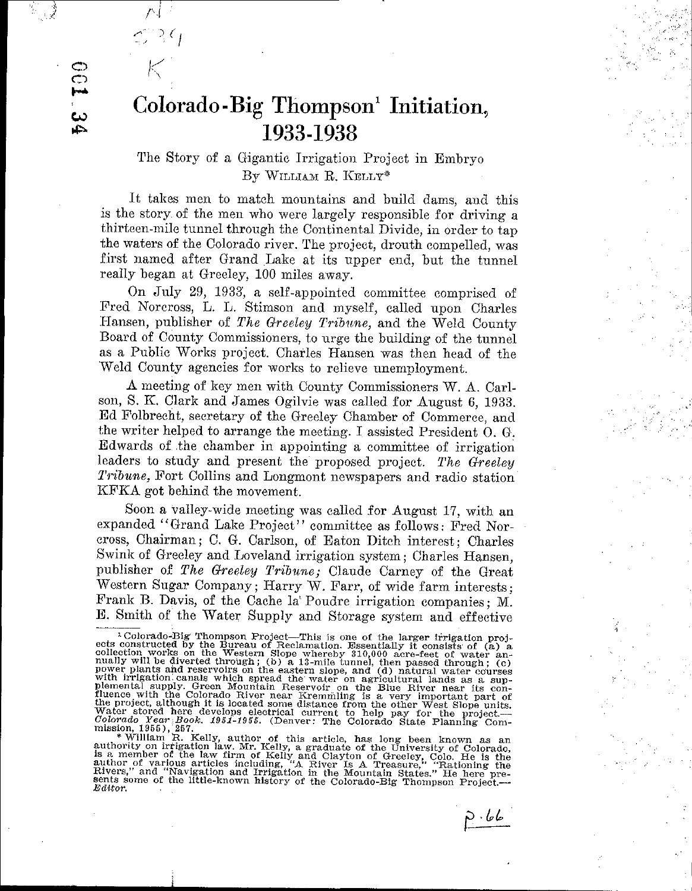# Colorado-Big Thompson[1] Initiation, 1933-1938

### The Story of a Gigantic Irrigation Project in Embryo

By WILLIAM R. KELLY*

It takes men to match mountains and build dams, and this is the story of the men who were largely responsible for driving a thirteen-mile tunnel through the Continental Divide, in order to tap the waters of the Colorado river. The project, drouth compelled, was first named after Grand Lake at its upper end, but the tunnel really began at Greeley, 100 miles away.

On July 29, 1933, a self-appointed committee comprised of Fred Norcross, L. L. Stimson and myself, called upon Charles Hansen, publisher of *The Greeley Tribune,* and the Weld County Board of County Commissioners, to urge the building of the tunnel as a Public Works project. Charles Hansen was then head of the Weld County agencies for works to relieve unemployment.

A meeting of key men with County Commissioners W. A. Carlson, S. K. Clark and James Ogilvie was called for August 6, 1933. Ed Folbrecht, secretary of the Greeley Chamber of Commerce, and the writer helped to arrange the meeting. I assisted President O. G. Edwards of the chamber in appointing a committee of irrigation leaders to study and present the proposed project. *The Greeley Tribune,* Fort Collins and Longmont newspapers and radio station KFKA got behind the movement.

Soon a valley-wide meeting was called for August 17, with an expanded "Grand Lake Project" committee as follows: Fred Norcross, Chairman; C. G. Carlson, of Eaton Ditch interest; Charles Swink of Greeley and Loveland irrigation system; Charles Hansen, publisher of *The Greeley Tribune;* Claude Carney of the Great Western Sugar Company; Harry W. Farr, of wide farm interests; Frank B. Davis, of the Cache la Poudre irrigation companies; M. E. Smith of the Water Supply and Storage system and effective

---

[1] Colorado-Big Thompson Project—This is one of the larger irrigation projects constructed by the Bureau of Reclamation. Essentially it consists of (a) a collection works on the Western Slope whereby 310,000 acre-feet of water annually will be diverted through; (b) a 13-mile tunnel, then passed through; (c) power plants and reservoirs on the eastern slope, and (d) natural water courses with irrigation canals which spread the water on agricultural lands as a supplemental supply. Green Mountain Reservoir on the Blue River near its confluence with the Colorado River near Kremmling is a very important part of the project, although it is located some distance from the other West Slope units. Water stored here develops electrical current to help pay for the project.—*Colorado Year Book. 1951-1955.* (Denver: The Colorado State Planning Commission, 1956), 257.

* William R. Kelly, author of this article, has long been known as an authority on irrigation law. Mr. Kelly, a graduate of the University of Colorado, is a member of the law firm of Kelly and Clayton of Greeley, Colo. He is the author of various articles including, "A River Is A Treasure," "Rationing the Rivers," and "Navigation and Irrigation in the Mountain States." He here presents some of the little-known history of the Colorado-Big Thompson Project.—*Editor.*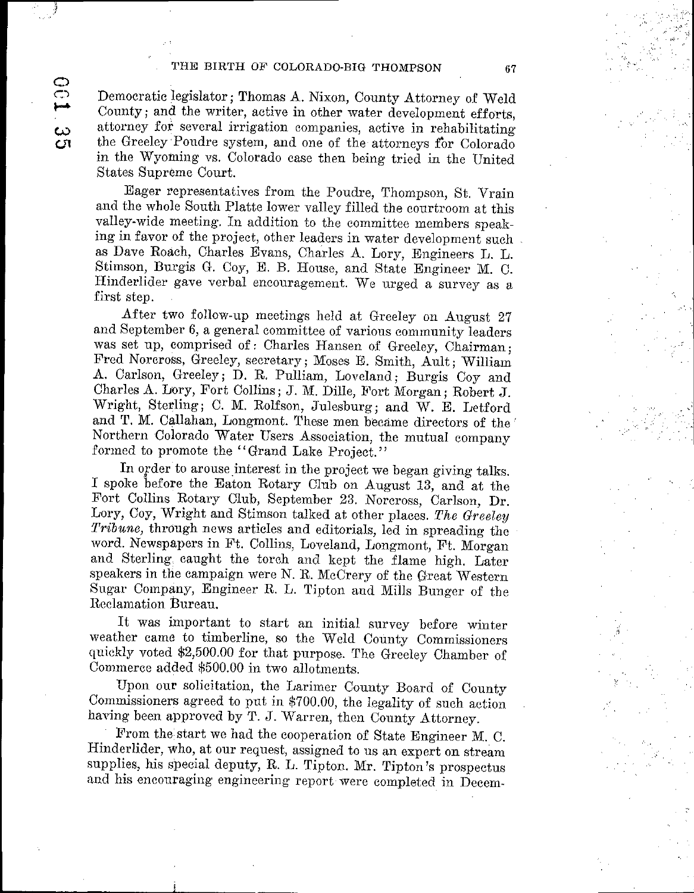Democratic legislator; Thomas A. Nixon, County Attorney of Weld County; and the writer, active in other water development efforts, attorney for several irrigation companies, active in rehabilitating the Greeley Poudre system, and one of the attorneys for Colorado in the Wyoming vs. Colorado case then being tried in the United States Supreme Court.

Eager representatives from the Poudre, Thompson, St. Vrain and the whole South Platte lower valley filled the courtroom at this valley-wide meeting. In addition to the committee members speaking in favor of the project, other leaders in water development such as Dave Roach, Charles Evans, Charles A. Lory, Engineers L. L. Stimson, Burgis G. Coy, E. B. House, and State Engineer M. C. Hinderlider gave verbal encouragement. We urged a survey as a first step.

After two follow-up meetings held at Greeley on August 27 and September 6, a general committee of various community leaders was set up, comprised of: Charles Hansen of Greeley, Chairman; Fred Norcross, Greeley, secretary; Moses E. Smith, Ault; William A. Carlson, Greeley; D. R. Pulliam, Loveland; Burgis Coy and Charles A. Lory, Fort Collins; J. M. Dille, Fort Morgan; Robert J. Wright, Sterling; C. M. Rolfson, Julesburg; and W. E. Letford and T. M. Callahan, Longmont. These men became directors of the Northern Colorado Water Users Association, the mutual company formed to promote the "Grand Lake Project."

In order to arouse interest in the project we began giving talks. I spoke before the Eaton Rotary Club on August 13, and at the Fort Collins Rotary Club, September 23. Norcross, Carlson, Dr. Lory, Coy, Wright and Stimson talked at other places. *The Greeley Tribune*, through news articles and editorials, led in spreading the word. Newspapers in Ft. Collins, Loveland, Longmont, Ft. Morgan and Sterling caught the torch and kept the flame high. Later speakers in the campaign were N. R. McCrery of the Great Western Sugar Company, Engineer R. L. Tipton and Mills Bunger of the Reclamation Bureau.

It was important to start an initial survey before winter weather came to timberline, so the Weld County Commissioners quickly voted $2,500.00 for that purpose. The Greeley Chamber of Commerce added $500.00 in two allotments.

Upon our solicitation, the Larimer County Board of County Commissioners agreed to put in $700.00, the legality of such action having been approved by T. J. Warren, then County Attorney.

From the start we had the cooperation of State Engineer M. C. Hinderlider, who, at our request, assigned to us an expert on stream supplies, his special deputy, R. L. Tipton. Mr. Tipton's prospectus and his encouraging engineering report were completed in Decem-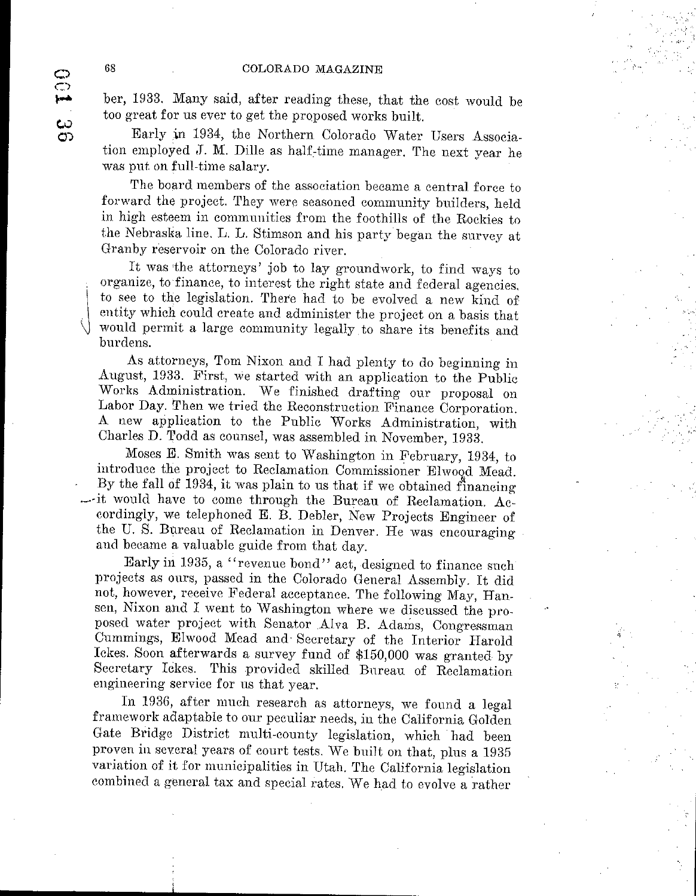ber, 1933. Many said, after reading these, that the cost would be too great for us ever to get the proposed works built.

Early in 1934, the Northern Colorado Water Users Association employed J. M. Dille as half-time manager. The next year he was put on full-time salary.

The board members of the association became a central force to forward the project. They were seasoned community builders, held in high esteem in communities from the foothills of the Rockies to the Nebraska line. L. L. Stimson and his party began the survey at Granby reservoir on the Colorado river.

It was the attorneys' job to lay groundwork, to find ways to organize, to finance, to interest the right state and federal agencies, to see to the legislation. There had to be evolved a new kind of entity which could create and administer the project on a basis that would permit a large community legally to share its benefits and burdens.

As attorneys, Tom Nixon and I had plenty to do beginning in August, 1933. First, we started with an application to the Public Works Administration. We finished drafting our proposal on Labor Day. Then we tried the Reconstruction Finance Corporation. A new application to the Public Works Administration, with Charles D. Todd as counsel, was assembled in November, 1933.

Moses E. Smith was sent to Washington in February, 1934, to introduce the project to Reclamation Commissioner Elwood Mead. By the fall of 1934, it was plain to us that if we obtained financing it would have to come through the Bureau of Reclamation. Accordingly, we telephoned E. B. Debler, New Projects Engineer of the U. S. Bureau of Reclamation in Denver. He was encouraging and became a valuable guide from that day.

Early in 1935, a "revenue bond" act, designed to finance such projects as ours, passed in the Colorado General Assembly. It did not, however, receive Federal acceptance. The following May, Hansen, Nixon and I went to Washington where we discussed the proposed water project with Senator Alva B. Adams, Congressman Cummings, Elwood Mead and Secretary of the Interior Harold Ickes. Soon afterwards a survey fund of $150,000 was granted by Secretary Ickes. This provided skilled Bureau of Reclamation engineering service for us that year.

In 1936, after much research as attorneys, we found a legal framework adaptable to our peculiar needs, in the California Golden Gate Bridge District multi-county legislation, which had been proven in several years of court tests. We built on that, plus a 1935 variation of it for municipalities in Utah. The California legislation combined a general tax and special rates. We had to evolve a rather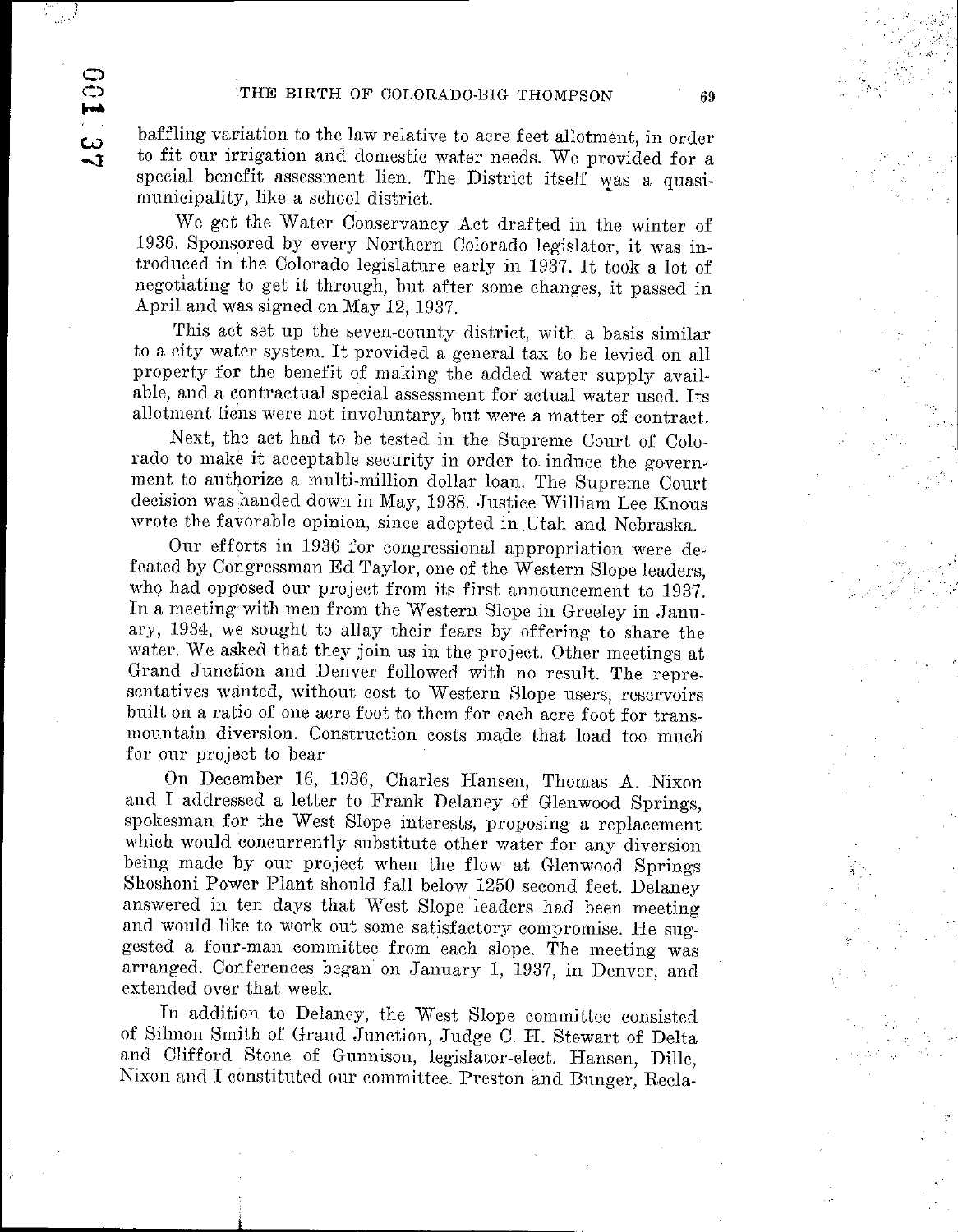baffling variation to the law relative to acre feet allotment, in order to fit our irrigation and domestic water needs. We provided for a special benefit assessment lien. The District itself was a quasi-municipality, like a school district.

We got the Water Conservancy Act drafted in the winter of 1936. Sponsored by every Northern Colorado legislator, it was introduced in the Colorado legislature early in 1937. It took a lot of negotiating to get it through, but after some changes, it passed in April and was signed on May 12, 1937.

This act set up the seven-county district, with a basis similar to a city water system. It provided a general tax to be levied on all property for the benefit of making the added water supply available, and a contractual special assessment for actual water used. Its allotment liens were not involuntary, but were a matter of contract.

Next, the act had to be tested in the Supreme Court of Colorado to make it acceptable security in order to induce the government to authorize a multi-million dollar loan. The Supreme Court decision was handed down in May, 1938. Justice William Lee Knous wrote the favorable opinion, since adopted in Utah and Nebraska.

Our efforts in 1936 for congressional appropriation were defeated by Congressman Ed Taylor, one of the Western Slope leaders, who had opposed our project from its first announcement to 1937. In a meeting with men from the Western Slope in Greeley in January, 1934, we sought to allay their fears by offering to share the water. We asked that they join us in the project. Other meetings at Grand Junction and Denver followed with no result. The representatives wanted, without cost to Western Slope users, reservoirs built on a ratio of one acre foot to them for each acre foot for transmountain diversion. Construction costs made that load too much for our project to bear

On December 16, 1936, Charles Hansen, Thomas A. Nixon and I addressed a letter to Frank Delaney of Glenwood Springs, spokesman for the West Slope interests, proposing a replacement which would concurrently substitute other water for any diversion being made by our project when the flow at Glenwood Springs Shoshoni Power Plant should fall below 1250 second feet. Delaney answered in ten days that West Slope leaders had been meeting and would like to work out some satisfactory compromise. He suggested a four-man committee from each slope. The meeting was arranged. Conferences began on January 1, 1937, in Denver, and extended over that week.

In addition to Delaney, the West Slope committee consisted of Silmon Smith of Grand Junction, Judge C. H. Stewart of Delta and Clifford Stone of Gunnison, legislator-elect. Hansen, Dille, Nixon and I constituted our committee. Preston and Bunger, Recla-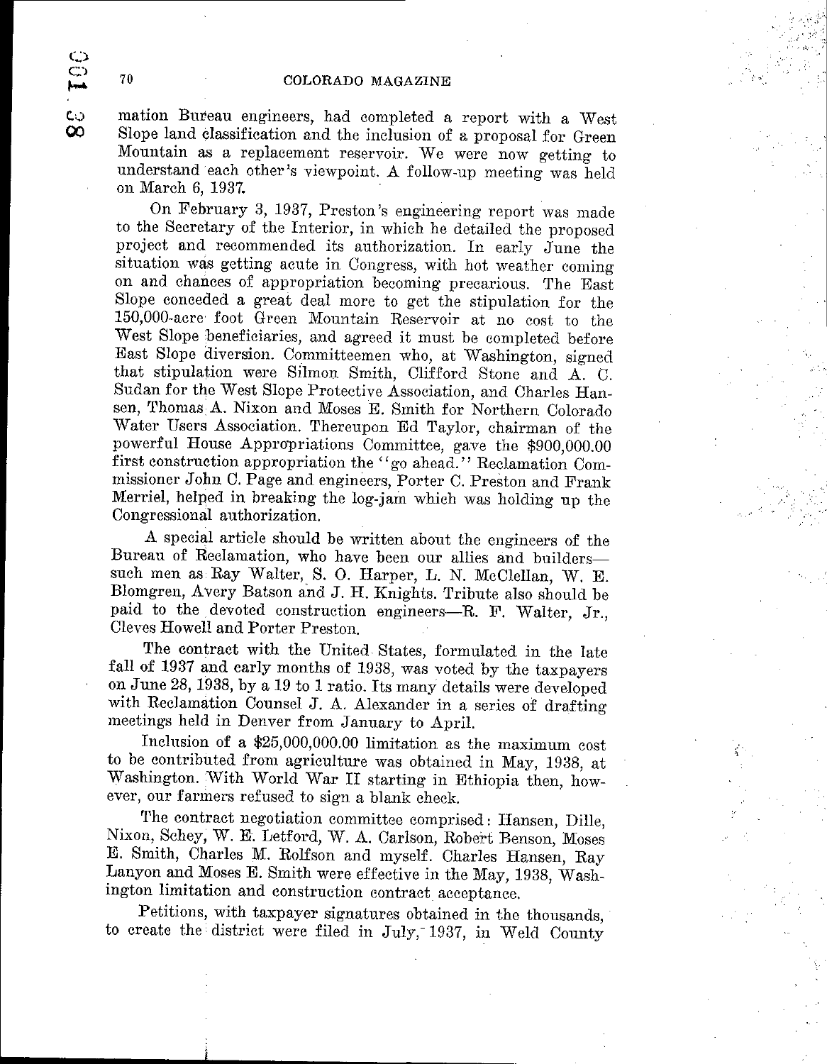mation Bureau engineers, had completed a report with a West Slope land classification and the inclusion of a proposal for Green Mountain as a replacement reservoir. We were now getting to understand each other's viewpoint. A follow-up meeting was held on March 6, 1937.

On February 3, 1937, Preston's engineering report was made to the Secretary of the Interior, in which he detailed the proposed project and recommended its authorization. In early June the situation was getting acute in Congress, with hot weather coming on and chances of appropriation becoming precarious. The East Slope conceded a great deal more to get the stipulation for the 150,000-acre foot Green Mountain Reservoir at no cost to the West Slope beneficiaries, and agreed it must be completed before East Slope diversion. Committeemen who, at Washington, signed that stipulation were Silmon Smith, Clifford Stone and A. C. Sudan for the West Slope Protective Association, and Charles Hansen, Thomas A. Nixon and Moses E. Smith for Northern Colorado Water Users Association. Thereupon Ed Taylor, chairman of the powerful House Appropriations Committee, gave the $900,000.00 first construction appropriation the "go ahead." Reclamation Commissioner John C. Page and engineers, Porter C. Preston and Frank Merriel, helped in breaking the log-jam which was holding up the Congressional authorization.

A special article should be written about the engineers of the Bureau of Reclamation, who have been our allies and builders—such men as Ray Walter, S. O. Harper, L. N. McClellan, W. E. Blomgren, Avery Batson and J. H. Knights. Tribute also should be paid to the devoted construction engineers—R. F. Walter, Jr., Cleves Howell and Porter Preston.

The contract with the United States, formulated in the late fall of 1937 and early months of 1938, was voted by the taxpayers on June 28, 1938, by a 19 to 1 ratio. Its many details were developed with Reclamation Counsel J. A. Alexander in a series of drafting meetings held in Denver from January to April.

Inclusion of a $25,000,000.00 limitation as the maximum cost to be contributed from agriculture was obtained in May, 1938, at Washington. With World War II starting in Ethiopia then, however, our farmers refused to sign a blank check.

The contract negotiation committee comprised: Hansen, Dille, Nixon, Schey, W. E. Letford, W. A. Carlson, Robert Benson, Moses E. Smith, Charles M. Rolfson and myself. Charles Hansen, Ray Lanyon and Moses E. Smith were effective in the May, 1938, Washington limitation and construction contract acceptance.

Petitions, with taxpayer signatures obtained in the thousands, to create the district were filed in July, 1937, in Weld County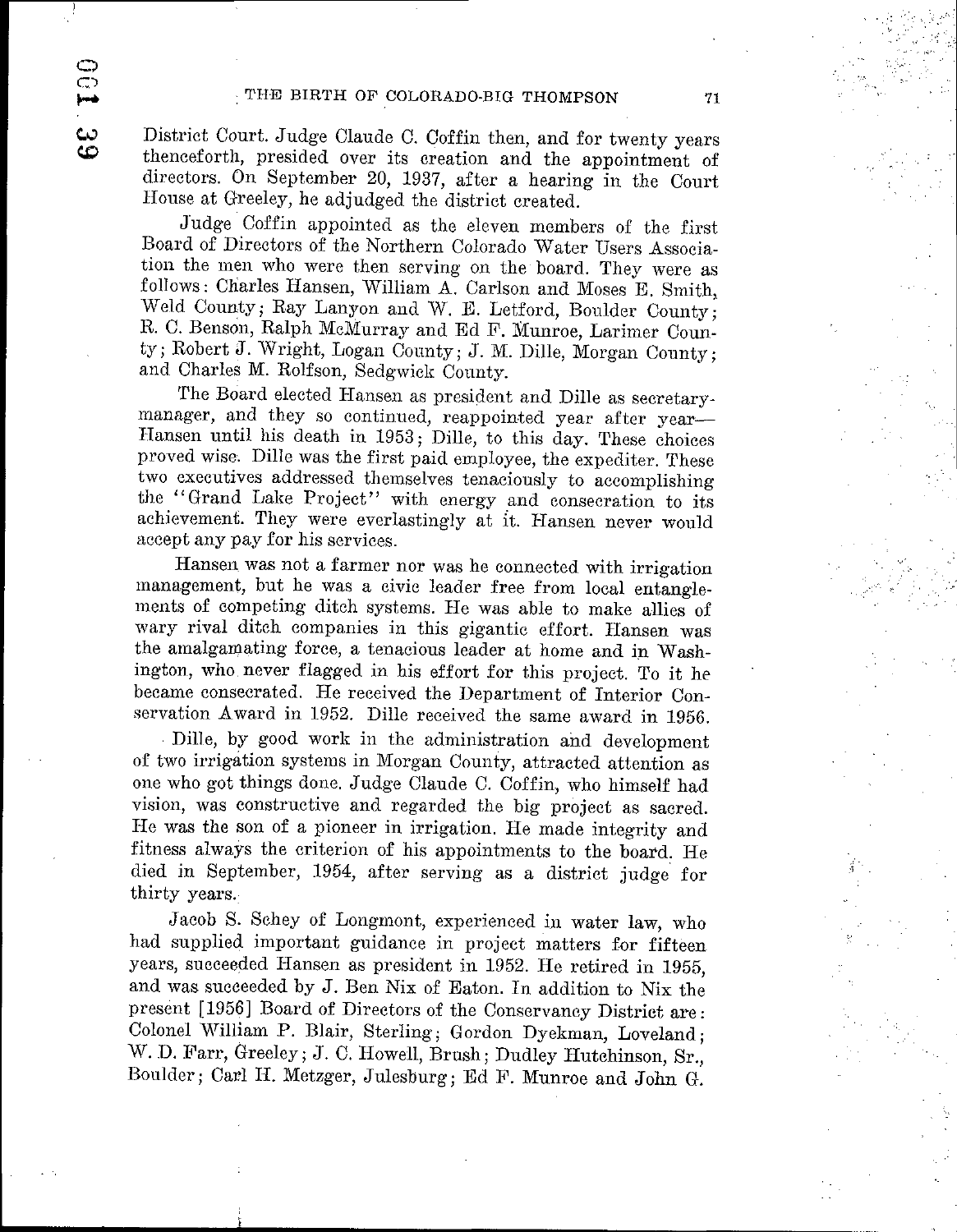District Court. Judge Claude C. Coffin then, and for twenty years thenceforth, presided over its creation and the appointment of directors. On September 20, 1937, after a hearing in the Court House at Greeley, he adjudged the district created.

Judge Coffin appointed as the eleven members of the first Board of Directors of the Northern Colorado Water Users Association the men who were then serving on the board. They were as follows: Charles Hansen, William A. Carlson and Moses E. Smith, Weld County; Ray Lanyon and W. E. Letford, Boulder County; R. C. Benson, Ralph McMurray and Ed F. Munroe, Larimer County; Robert J. Wright, Logan County; J. M. Dille, Morgan County; and Charles M. Rolfson, Sedgwick County.

The Board elected Hansen as president and Dille as secretary-manager, and they so continued, reappointed year after year—Hansen until his death in 1953; Dille, to this day. These choices proved wise. Dille was the first paid employee, the expediter. These two executives addressed themselves tenaciously to accomplishing the "Grand Lake Project" with energy and consecration to its achievement. They were everlastingly at it. Hansen never would accept any pay for his services.

Hansen was not a farmer nor was he connected with irrigation management, but he was a civic leader free from local entanglements of competing ditch systems. He was able to make allies of wary rival ditch companies in this gigantic effort. Hansen was the amalgamating force, a tenacious leader at home and in Washington, who never flagged in his effort for this project. To it he became consecrated. He received the Department of Interior Conservation Award in 1952. Dille received the same award in 1956.

Dille, by good work in the administration and development of two irrigation systems in Morgan County, attracted attention as one who got things done. Judge Claude C. Coffin, who himself had vision, was constructive and regarded the big project as sacred. He was the son of a pioneer in irrigation. He made integrity and fitness always the criterion of his appointments to the board. He died in September, 1954, after serving as a district judge for thirty years.

Jacob S. Schey of Longmont, experienced in water law, who had supplied important guidance in project matters for fifteen years, succeeded Hansen as president in 1952. He retired in 1955, and was succeeded by J. Ben Nix of Eaton. In addition to Nix the present [1956] Board of Directors of the Conservancy District are: Colonel William P. Blair, Sterling; Gordon Dyekman, Loveland; W. D. Farr, Greeley; J. C. Howell, Brush; Dudley Hutchinson, Sr., Boulder; Carl H. Metzger, Julesburg; Ed F. Munroe and John G.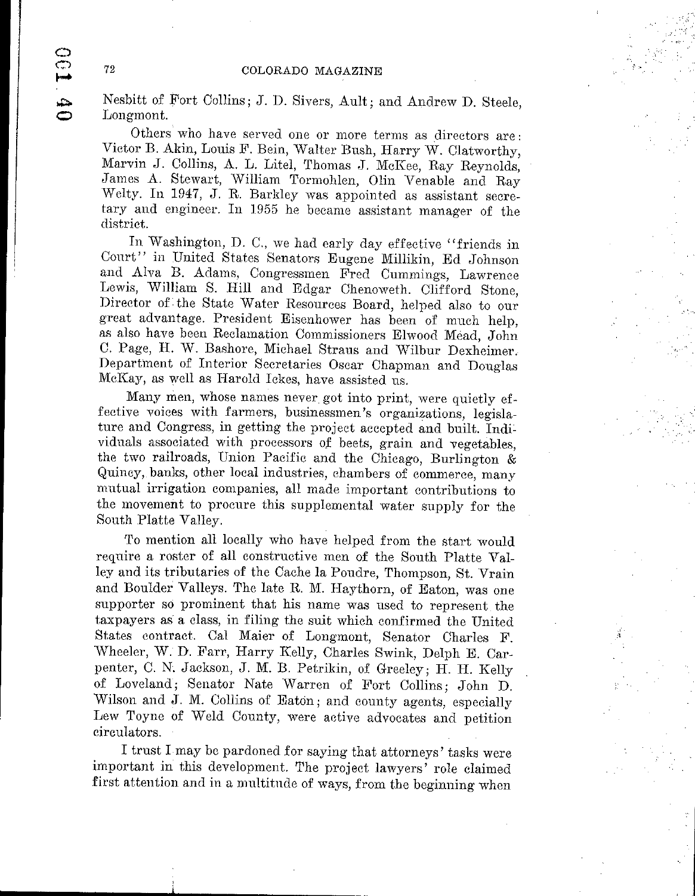Nesbitt of Fort Collins; J. D. Sivers, Ault; and Andrew D. Steele, Longmont.

Others who have served one or more terms as directors are: Victor B. Akin, Louis F. Bein, Walter Bush, Harry W. Clatworthy, Marvin J. Collins, A. L. Litel, Thomas J. McKee, Ray Reynolds, James A. Stewart, William Tormohlen, Olin Venable and Ray Welty. In 1947, J. R. Barkley was appointed as assistant secretary and engineer. In 1955 he became assistant manager of the district.

In Washington, D. C., we had early day effective "friends in Court" in United States Senators Eugene Millikin, Ed Johnson and Alva B. Adams, Congressmen Fred Cummings, Lawrence Lewis, William S. Hill and Edgar Chenoweth. Clifford Stone, Director of the State Water Resources Board, helped also to our great advantage. President Eisenhower has been of much help, as also have been Reclamation Commissioners Elwood Mead, John C. Page, H. W. Bashore, Michael Straus and Wilbur Dexheimer. Department of Interior Secretaries Oscar Chapman and Douglas McKay, as well as Harold Ickes, have assisted us.

Many men, whose names never got into print, were quietly effective voices with farmers, businessmen's organizations, legislature and Congress, in getting the project accepted and built. Individuals associated with processors of beets, grain and vegetables, the two railroads, Union Pacific and the Chicago, Burlington & Quincy, banks, other local industries, chambers of commerce, many mutual irrigation companies, all made important contributions to the movement to procure this supplemental water supply for the South Platte Valley.

To mention all locally who have helped from the start would require a roster of all constructive men of the South Platte Valley and its tributaries of the Cache la Poudre, Thompson, St. Vrain and Boulder Valleys. The late R. M. Haythorn, of Eaton, was one supporter so prominent that his name was used to represent the taxpayers as a class, in filing the suit which confirmed the United States contract. Cal Maier of Longmont, Senator Charles F. Wheeler, W. D. Farr, Harry Kelly, Charles Swink, Delph E. Carpenter, C. N. Jackson, J. M. B. Petrikin, of Greeley; H. H. Kelly of Loveland; Senator Nate Warren of Fort Collins; John D. Wilson and J. M. Collins of Eaton; and county agents, especially Lew Toyne of Weld County, were active advocates and petition circulators.

I trust I may be pardoned for saying that attorneys' tasks were important in this development. The project lawyers' role claimed first attention and in a multitude of ways, from the beginning when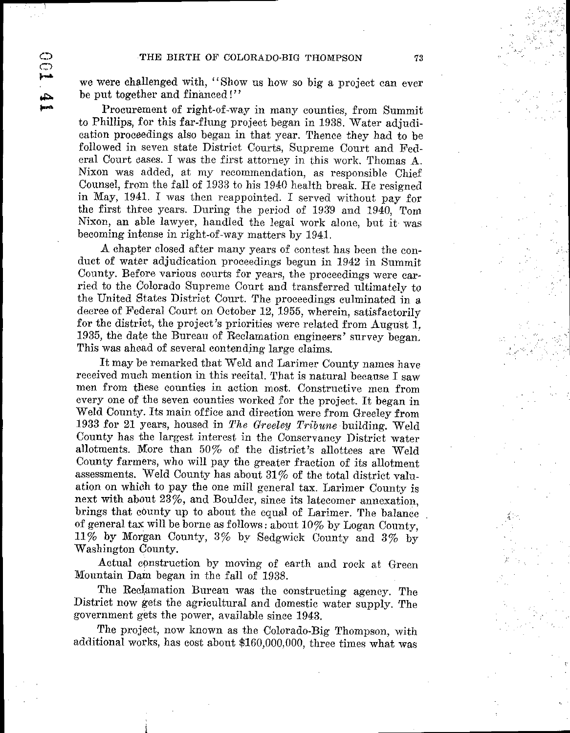we were challenged with, "Show us how so big a project can ever be put together and financed!"

Procurement of right-of-way in many counties, from Summit to Phillips, for this far-flung project began in 1938. Water adjudication proceedings also began in that year. Thence they had to be followed in seven state District Courts, Supreme Court and Federal Court cases. I was the first attorney in this work. Thomas A. Nixon was added, at my recommendation, as responsible Chief Counsel, from the fall of 1933 to his 1940 health break. He resigned in May, 1941. I was then reappointed. I served without pay for the first three years. During the period of 1939 and 1940, Tom Nixon, an able lawyer, handled the legal work alone, but it was becoming intense in right-of-way matters by 1941.

A chapter closed after many years of contest has been the conduct of water adjudication proceedings begun in 1942 in Summit County. Before various courts for years, the proceedings were carried to the Colorado Supreme Court and transferred ultimately to the United States District Court. The proceedings culminated in a decree of Federal Court on October 12, 1955, wherein, satisfactorily for the district, the project's priorities were related from August 1, 1935, the date the Bureau of Reclamation engineers' survey began. This was ahead of several contending large claims.

It may be remarked that Weld and Larimer County names have received much mention in this recital. That is natural because I saw men from these counties in action most. Constructive men from every one of the seven counties worked for the project. It began in Weld County. Its main office and direction were from Greeley from 1933 for 21 years, housed in *The Greeley Tribune* building. Weld County has the largest interest in the Conservancy District water allotments. More than 50% of the district's allottees are Weld County farmers, who will pay the greater fraction of its allotment assessments. Weld County has about 31% of the total district valuation on which to pay the one mill general tax. Larimer County is next with about 23%, and Boulder, since its latecomer annexation, brings that county up to about the equal of Larimer. The balance of general tax will be borne as follows: about 10% by Logan County, 11% by Morgan County, 3% by Sedgwick County and 3% by Washington County.

Actual construction by moving of earth and rock at Green Mountain Dam began in the fall of 1938.

The Reclamation Bureau was the constructing agency. The District now gets the agricultural and domestic water supply. The government gets the power, available since 1943.

The project, now known as the Colorado-Big Thompson, with additional works, has cost about $160,000,000, three times what was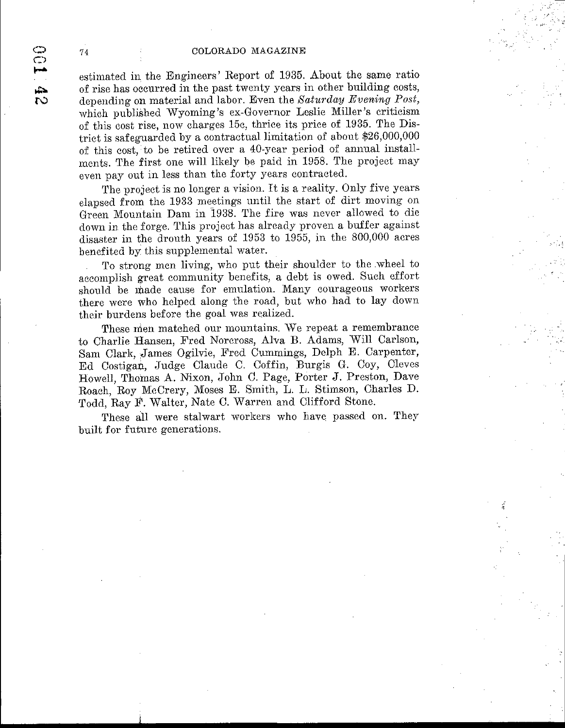estimated in the Engineers' Report of 1935. About the same ratio of rise has occurred in the past twenty years in other building costs, depending on material and labor. Even the *Saturday Evening Post,* which published Wyoming's ex-Governor Leslie Miller's criticism of this cost rise, now charges 15c, thrice its price of 1935. The District is safeguarded by a contractual limitation of about $26,000,000 of this cost, to be retired over a 40-year period of annual installments. The first one will likely be paid in 1958. The project may even pay out in less than the forty years contracted.

The project is no longer a vision. It is a reality. Only five years elapsed from the 1933 meetings until the start of dirt moving on Green Mountain Dam in 1938. The fire was never allowed to die down in the forge. This project has already proven a buffer against disaster in the drouth years of 1953 to 1955, in the 800,000 acres benefited by this supplemental water.

To strong men living, who put their shoulder to the wheel to accomplish great community benefits, a debt is owed. Such effort should be made cause for emulation. Many courageous workers there were who helped along the road, but who had to lay down their burdens before the goal was realized.

These men matched our mountains. We repeat a remembrance to Charlie Hansen, Fred Norcross, Alva B. Adams, Will Carlson, Sam Clark, James Ogilvie, Fred Cummings, Delph E. Carpenter, Ed Costigan, Judge Claude C. Coffin, Burgis G. Coy, Cleves Howell, Thomas A. Nixon, John C. Page, Porter J. Preston, Dave Roach, Roy McCrery, Moses E. Smith, L. L. Stimson, Charles D. Todd, Ray F. Walter, Nate C. Warren and Clifford Stone.

These all were stalwart workers who have passed on. They built for future generations.